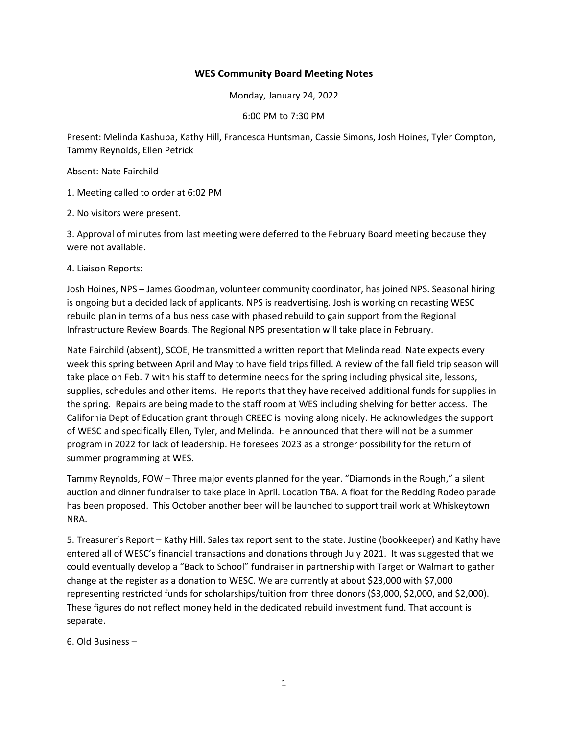# WES Community Board Meeting Notes

Monday, January 24, 2022

6:00 PM to 7:30 PM

Present: Melinda Kashuba, Kathy Hill, Francesca Huntsman, Cassie Simons, Josh Hoines, Tyler Compton, Tammy Reynolds, Ellen Petrick

Absent: Nate Fairchild

1. Meeting called to order at 6:02 PM

2. No visitors were present.

3. Approval of minutes from last meeting were deferred to the February Board meeting because they were not available.

4. Liaison Reports:

Josh Hoines, NPS – James Goodman, volunteer community coordinator, has joined NPS. Seasonal hiring is ongoing but a decided lack of applicants. NPS is readvertising. Josh is working on recasting WESC rebuild plan in terms of a business case with phased rebuild to gain support from the Regional Infrastructure Review Boards. The Regional NPS presentation will take place in February.

Nate Fairchild (absent), SCOE, He transmitted a written report that Melinda read. Nate expects every week this spring between April and May to have field trips filled. A review of the fall field trip season will take place on Feb. 7 with his staff to determine needs for the spring including physical site, lessons, supplies, schedules and other items. He reports that they have received additional funds for supplies in the spring. Repairs are being made to the staff room at WES including shelving for better access. The California Dept of Education grant through CREEC is moving along nicely. He acknowledges the support of WESC and specifically Ellen, Tyler, and Melinda. He announced that there will not be a summer program in 2022 for lack of leadership. He foresees 2023 as a stronger possibility for the return of summer programming at WES.

Tammy Reynolds, FOW – Three major events planned for the year. "Diamonds in the Rough," a silent auction and dinner fundraiser to take place in April. Location TBA. A float for the Redding Rodeo parade has been proposed. This October another beer will be launched to support trail work at Whiskeytown NRA.

5. Treasurer's Report – Kathy Hill. Sales tax report sent to the state. Justine (bookkeeper) and Kathy have entered all of WESC's financial transactions and donations through July 2021. It was suggested that we could eventually develop a "Back to School" fundraiser in partnership with Target or Walmart to gather change at the register as a donation to WESC. We are currently at about $23,000 with $7,000 representing restricted funds for scholarships/tuition from three donors ($3,000, $2,000, and $2,000). These figures do not reflect money held in the dedicated rebuild investment fund. That account is separate.

6. Old Business –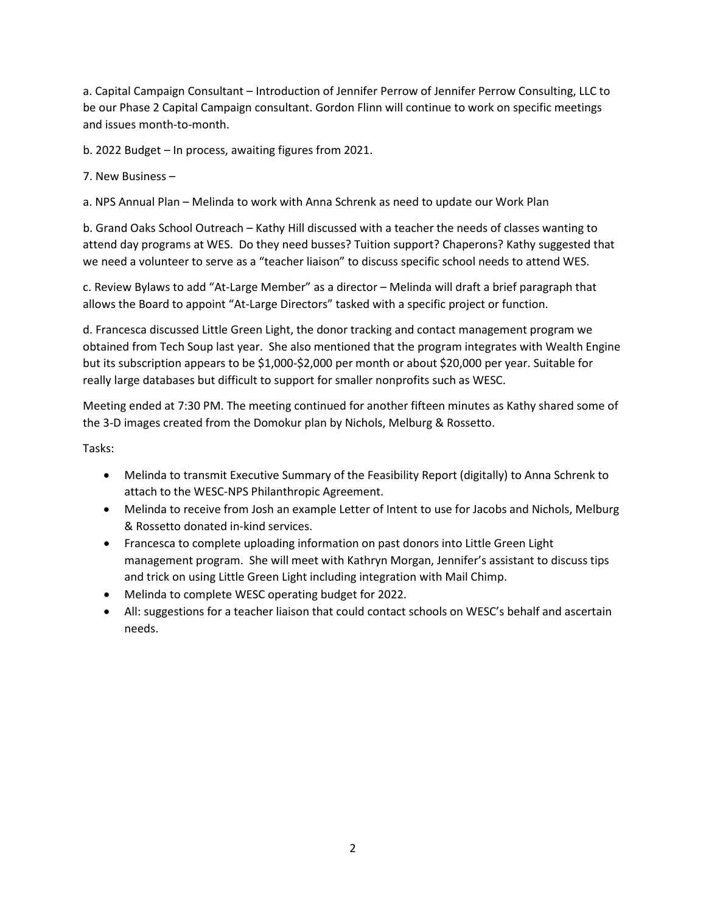a. Capital Campaign Consultant – Introduction of Jennifer Perrow of Jennifer Perrow Consulting, LLC to be our Phase 2 Capital Campaign consultant. Gordon Flinn will continue to work on specific meetings and issues month-to-month.

b. 2022 Budget – In process, awaiting figures from 2021.

7. New Business –

a. NPS Annual Plan – Melinda to work with Anna Schrenk as need to update our Work Plan

b. Grand Oaks School Outreach – Kathy Hill discussed with a teacher the needs of classes wanting to attend day programs at WES. Do they need busses? Tuition support? Chaperons? Kathy suggested that we need a volunteer to serve as a "teacher liaison" to discuss specific school needs to attend WES.

c. Review Bylaws to add "At-Large Member" as a director – Melinda will draft a brief paragraph that allows the Board to appoint "At-Large Directors" tasked with a specific project or function.

d. Francesca discussed Little Green Light, the donor tracking and contact management program we obtained from Tech Soup last year. She also mentioned that the program integrates with Wealth Engine but its subscription appears to be $1,000-$2,000 per month or about $20,000 per year. Suitable for really large databases but difficult to support for smaller nonprofits such as WESC.

Meeting ended at 7:30 PM. The meeting continued for another fifteen minutes as Kathy shared some of the 3-D images created from the Domokur plan by Nichols, Melburg & Rossetto.

Tasks:

- Melinda to transmit Executive Summary of the Feasibility Report (digitally) to Anna Schrenk to attach to the WESC-NPS Philanthropic Agreement.
- Melinda to receive from Josh an example Letter of Intent to use for Jacobs and Nichols, Melburg & Rossetto donated in-kind services.
- Francesca to complete uploading information on past donors into Little Green Light management program. She will meet with Kathryn Morgan, Jennifer's assistant to discuss tips and trick on using Little Green Light including integration with Mail Chimp.
- Melinda to complete WESC operating budget for 2022.
- All: suggestions for a teacher liaison that could contact schools on WESC's behalf and ascertain needs.